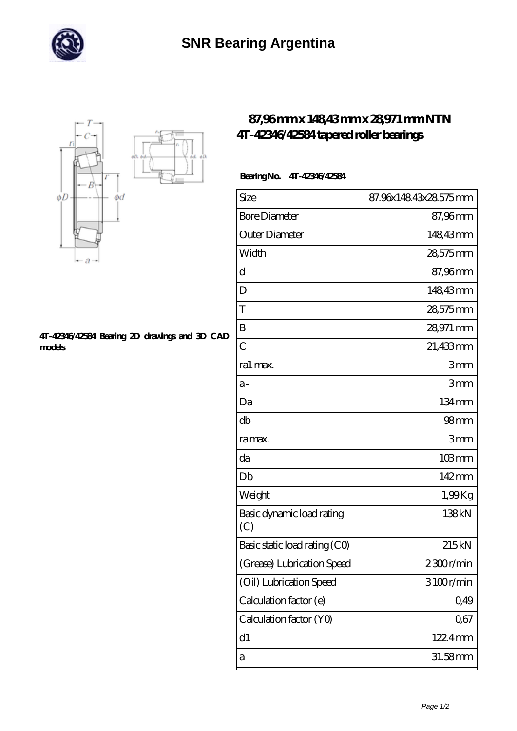# SNR Bearing Argentina

## 87,96 mm x 148,43 mm x 28,971 mm NTN 4T-42346/42584 tapered roller bearings

**4T-42346/42584 Bearing 2D drawings and 3D CAD models**

**Bearing No. 4T-42346/42584**

| Size | 87.96x148.43x28.575 mm |
|---|---|
| Bore Diameter | 87,96 mm |
| Outer Diameter | 148,43 mm |
| Width | 28,575 mm |
| d | 87,96 mm |
| D | 148,43 mm |
| T | 28,575 mm |
| B | 28,971 mm |
| C | 21,433 mm |
| ra1 max. | 3 mm |
| a - | 3 mm |
| Da | 134 mm |
| db | 98 mm |
| ra max. | 3 mm |
| da | 103 mm |
| Db | 142 mm |
| Weight | 1,99 Kg |
| Basic dynamic load rating (C) | 138 kN |
| Basic static load rating (C0) | 215 kN |
| (Grease) Lubrication Speed | 2 300 r/min |
| (Oil) Lubrication Speed | 3 100 r/min |
| Calculation factor (e) | 0,49 |
| Calculation factor (Y0) | 0,67 |
| d1 | 122.4 mm |
| a | 31.58 mm |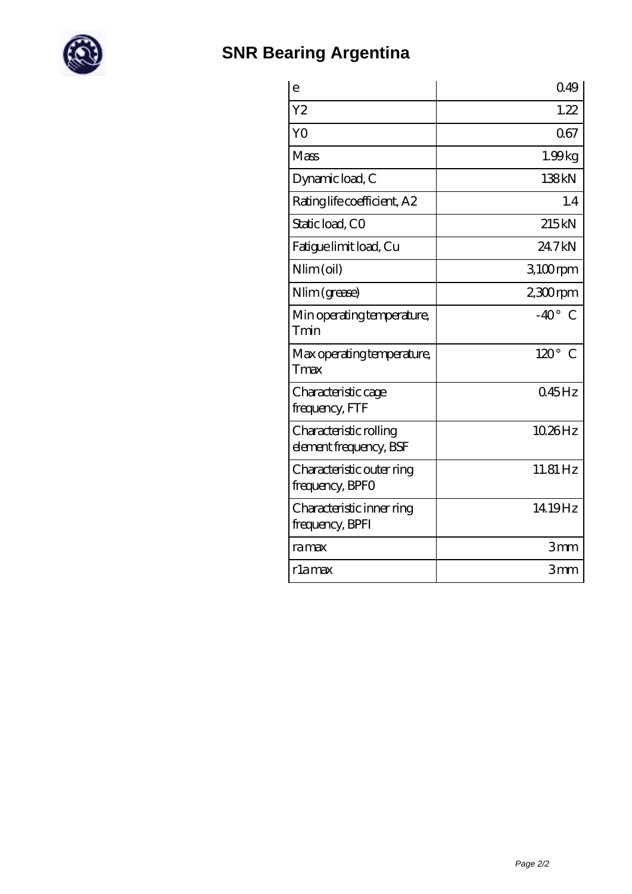## SNR Bearing Argentina

| | |
|---|---|
| e | 0.49 |
| Y2 | 1.22 |
| Y0 | 0.67 |
| Mass | 1.99 kg |
| Dynamic load, C | 138 kN |
| Rating life coefficient, A2 | 1.4 |
| Static load, C0 | 215 kN |
| Fatigue limit load, Cu | 24.7 kN |
| Nlim (oil) | 3,100 rpm |
| Nlim (grease) | 2,300 rpm |
| Min operating temperature, Tmin | -40 ° C |
| Max operating temperature, Tmax | 120 ° C |
| Characteristic cage frequency, FTF | 0.45 Hz |
| Characteristic rolling element frequency, BSF | 10.26 Hz |
| Characteristic outer ring frequency, BPF0 | 11.81 Hz |
| Characteristic inner ring frequency, BPFI | 14.19 Hz |
| ra max | 3 mm |
| r1a max | 3 mm |